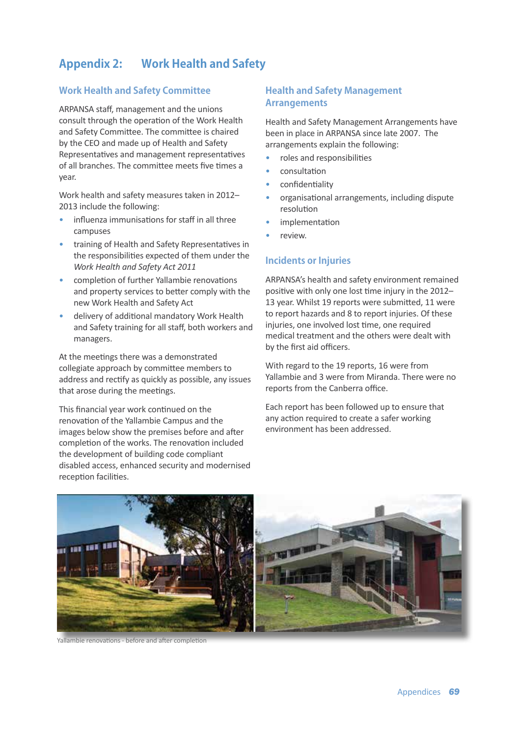# Appendix 2: Work Health and Safety

## Work Health and Safety Committee

ARPANSA staff, management and the unions consult through the operation of the Work Health and Safety Committee. The committee is chaired by the CEO and made up of Health and Safety Representatives and management representatives of all branches. The committee meets five times a year.

Work health and safety measures taken in 2012–2013 include the following:

- influenza immunisations for staff in all three campuses
- training of Health and Safety Representatives in the responsibilities expected of them under the *Work Health and Safety Act 2011*
- completion of further Yallambie renovations and property services to better comply with the new Work Health and Safety Act
- delivery of additional mandatory Work Health and Safety training for all staff, both workers and managers.

At the meetings there was a demonstrated collegiate approach by committee members to address and rectify as quickly as possible, any issues that arose during the meetings.

This financial year work continued on the renovation of the Yallambie Campus and the images below show the premises before and after completion of the works. The renovation included the development of building code compliant disabled access, enhanced security and modernised reception facilities.

## Health and Safety Management Arrangements

Health and Safety Management Arrangements have been in place in ARPANSA since late 2007. The arrangements explain the following:

- roles and responsibilities
- consultation
- confidentiality
- organisational arrangements, including dispute resolution
- implementation
- review.

## Incidents or Injuries

ARPANSA's health and safety environment remained positive with only one lost time injury in the 2012–13 year. Whilst 19 reports were submitted, 11 were to report hazards and 8 to report injuries. Of these injuries, one involved lost time, one required medical treatment and the others were dealt with by the first aid officers.

With regard to the 19 reports, 16 were from Yallambie and 3 were from Miranda. There were no reports from the Canberra office.

Each report has been followed up to ensure that any action required to create a safer working environment has been addressed.

Yallambie renovations - before and after completion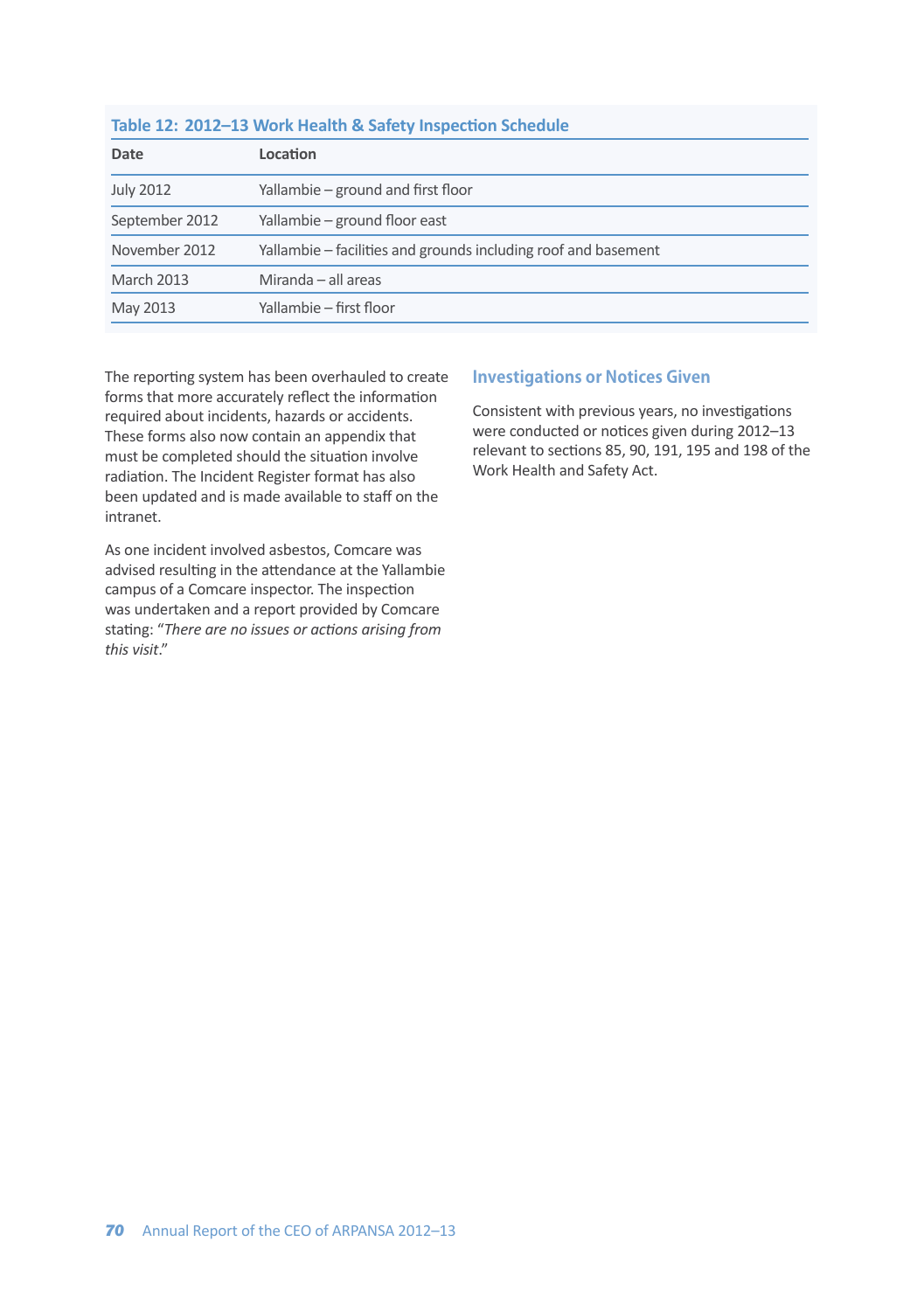**Table 12: 2012–13 Work Health & Safety Inspection Schedule**

| Date | Location |
|---|---|
| July 2012 | Yallambie – ground and first floor |
| September 2012 | Yallambie – ground floor east |
| November 2012 | Yallambie – facilities and grounds including roof and basement |
| March 2013 | Miranda – all areas |
| May 2013 | Yallambie – first floor |

The reporting system has been overhauled to create forms that more accurately reflect the information required about incidents, hazards or accidents. These forms also now contain an appendix that must be completed should the situation involve radiation. The Incident Register format has also been updated and is made available to staff on the intranet.

As one incident involved asbestos, Comcare was advised resulting in the attendance at the Yallambie campus of a Comcare inspector. The inspection was undertaken and a report provided by Comcare stating: "*There are no issues or actions arising from this visit*."

## Investigations or Notices Given

Consistent with previous years, no investigations were conducted or notices given during 2012–13 relevant to sections 85, 90, 191, 195 and 198 of the Work Health and Safety Act.